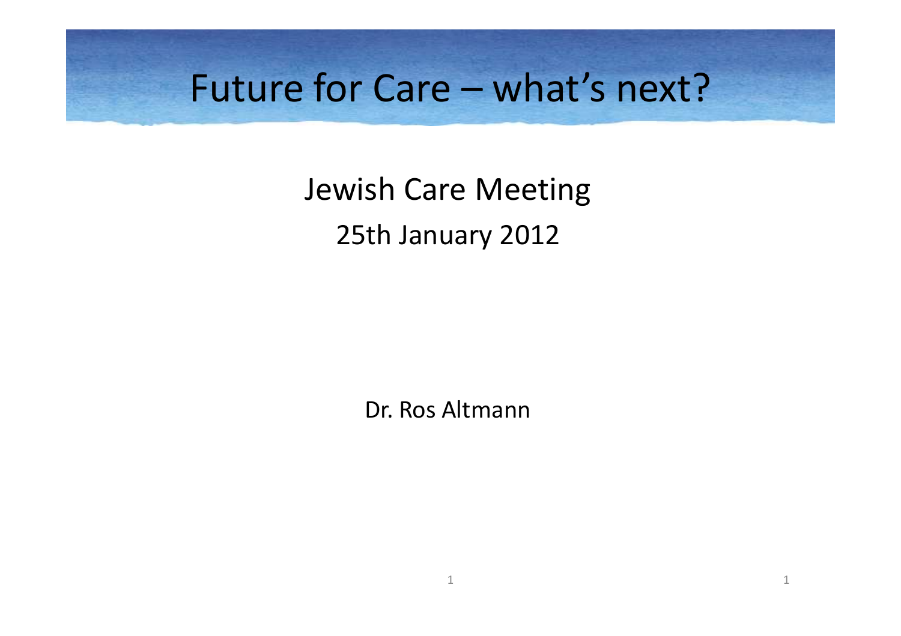# Future for Care – what's next?

## Jewish Care Meeting

25th January 2012

Dr. Ros Altmann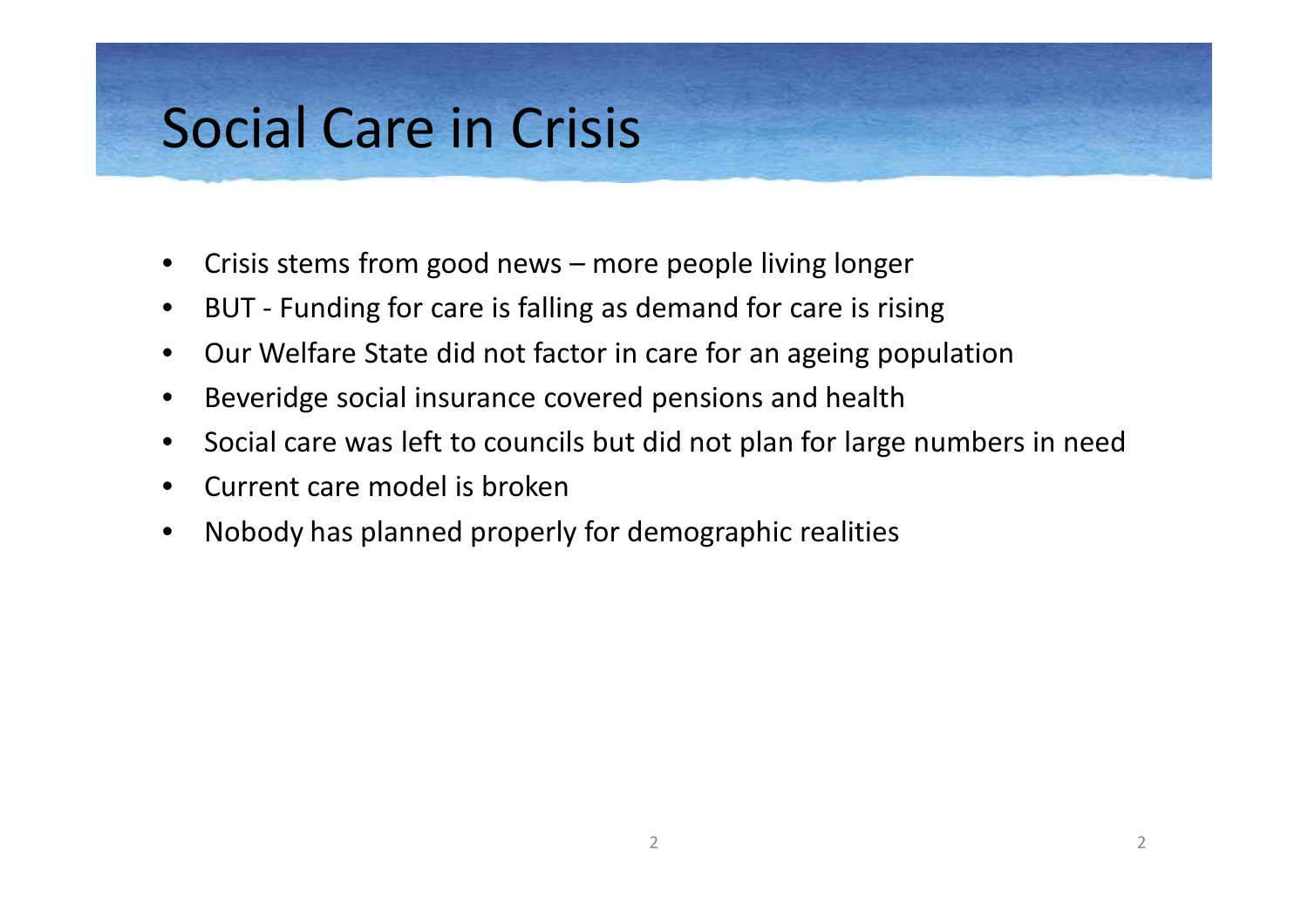# Social Care in Crisis

- Crisis stems from good news – more people living longer
- BUT - Funding for care is falling as demand for care is rising
- Our Welfare State did not factor in care for an ageing population
- Beveridge social insurance covered pensions and health
- Social care was left to councils but did not plan for large numbers in need
- Current care model is broken
- Nobody has planned properly for demographic realities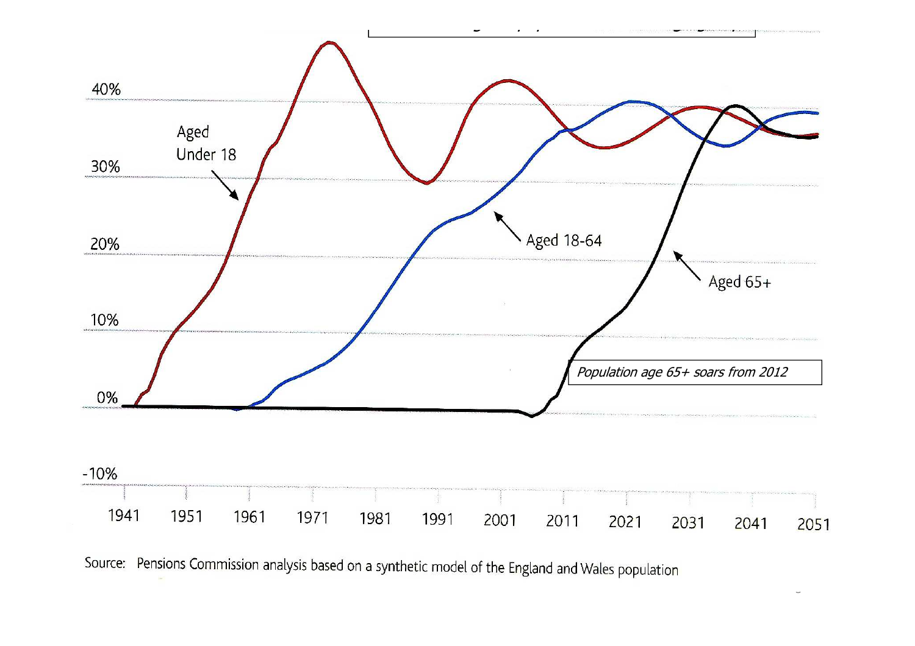40%

Aged Under 18

30%

20%

Aged 18-64

Aged 65+

10%

*Population age 65+ soars from 2012*

0%

-10%

1941 1951 1961 1971 1981 1991 2001 2011 2021 2031 2041 2051

Source: Pensions Commission analysis based on a synthetic model of the England and Wales population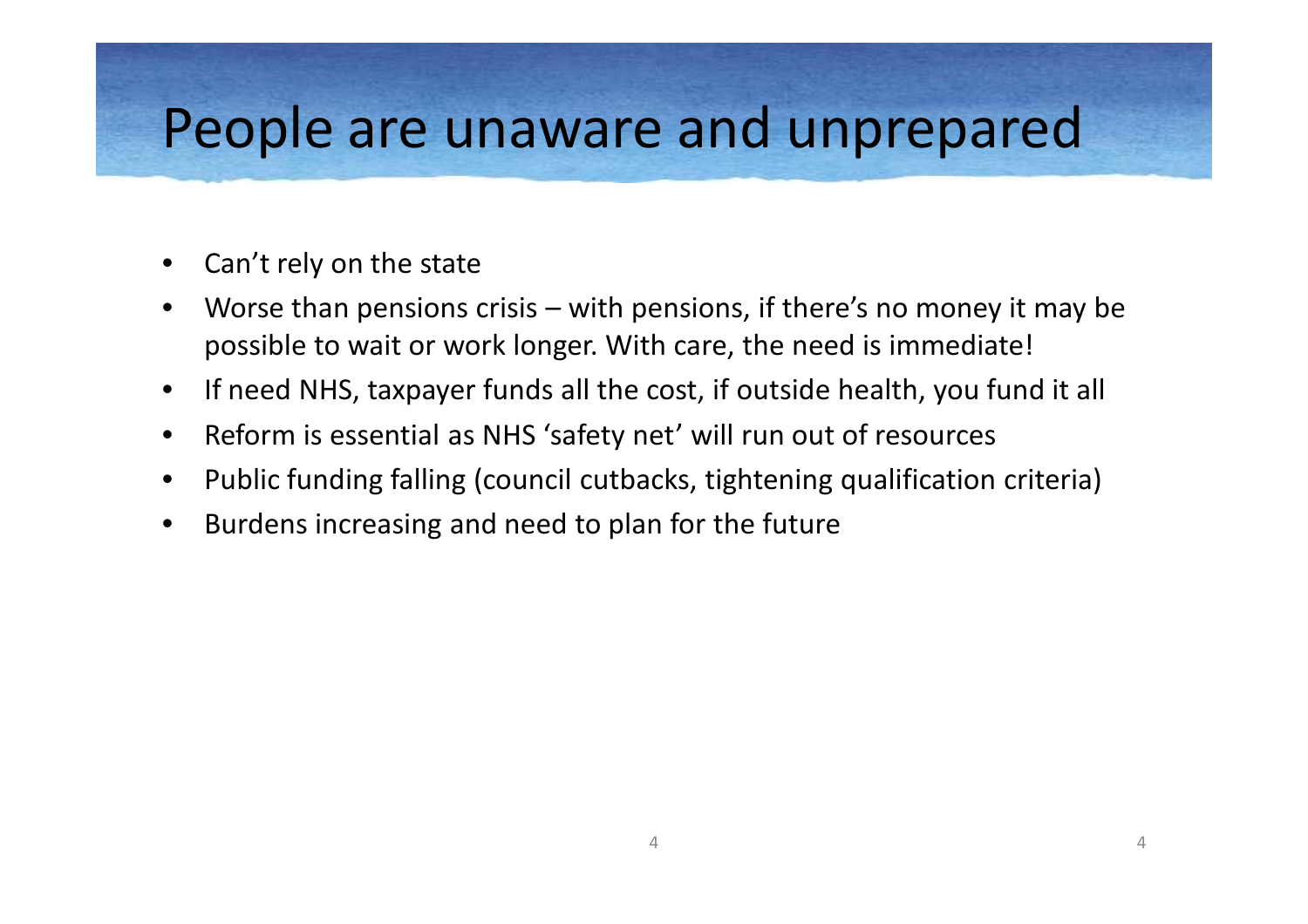# People are unaware and unprepared

- Can't rely on the state
- Worse than pensions crisis – with pensions, if there's no money it may be possible to wait or work longer. With care, the need is immediate!
- If need NHS, taxpayer funds all the cost, if outside health, you fund it all
- Reform is essential as NHS 'safety net' will run out of resources
- Public funding falling (council cutbacks, tightening qualification criteria)
- Burdens increasing and need to plan for the future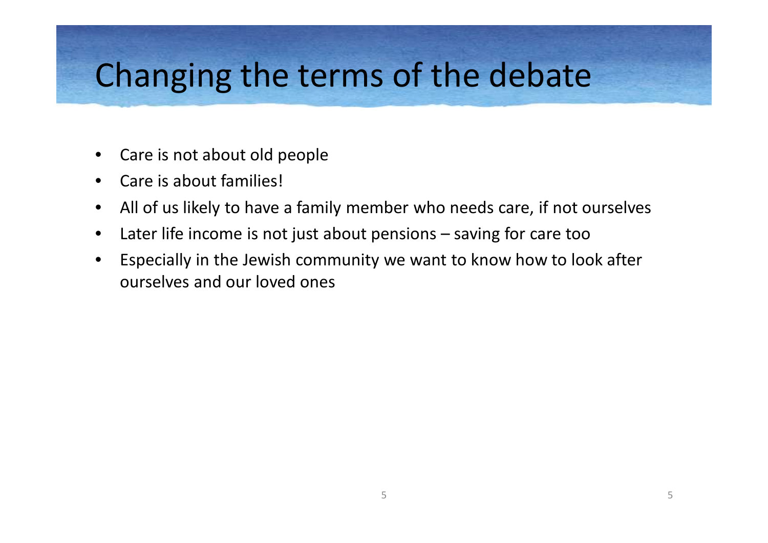# Changing the terms of the debate

- Care is not about old people
- Care is about families!
- All of us likely to have a family member who needs care, if not ourselves
- Later life income is not just about pensions – saving for care too
- Especially in the Jewish community we want to know how to look after ourselves and our loved ones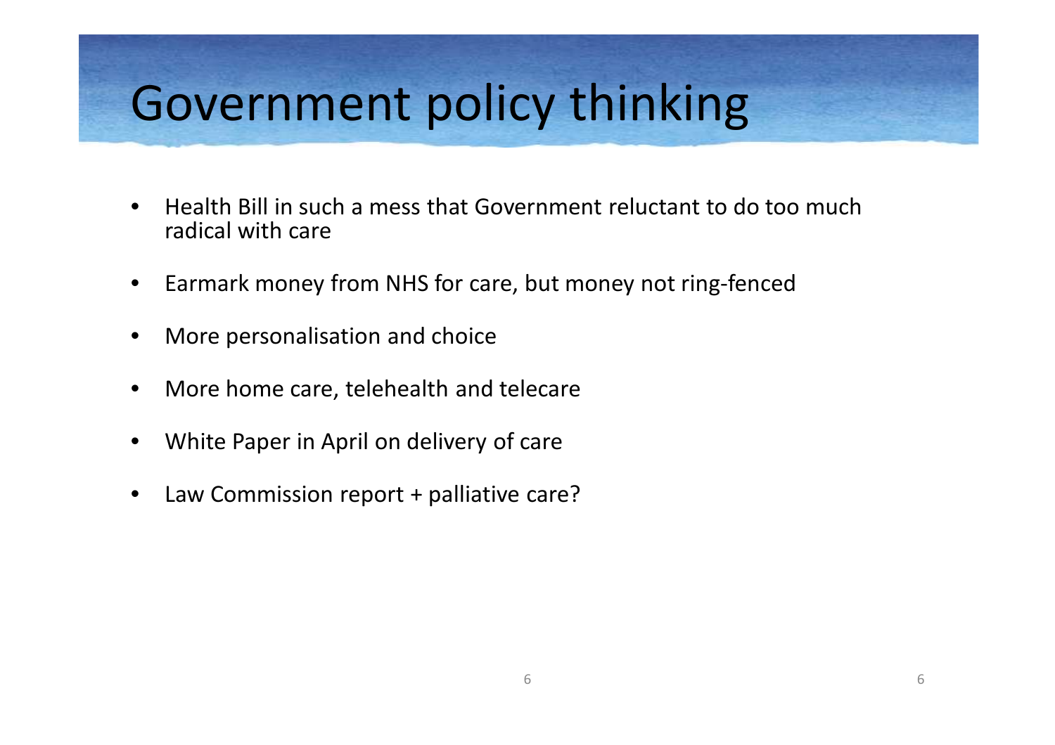# Government policy thinking

- Health Bill in such a mess that Government reluctant to do too much radical with care
- Earmark money from NHS for care, but money not ring-fenced
- More personalisation and choice
- More home care, telehealth and telecare
- White Paper in April on delivery of care
- Law Commission report + palliative care?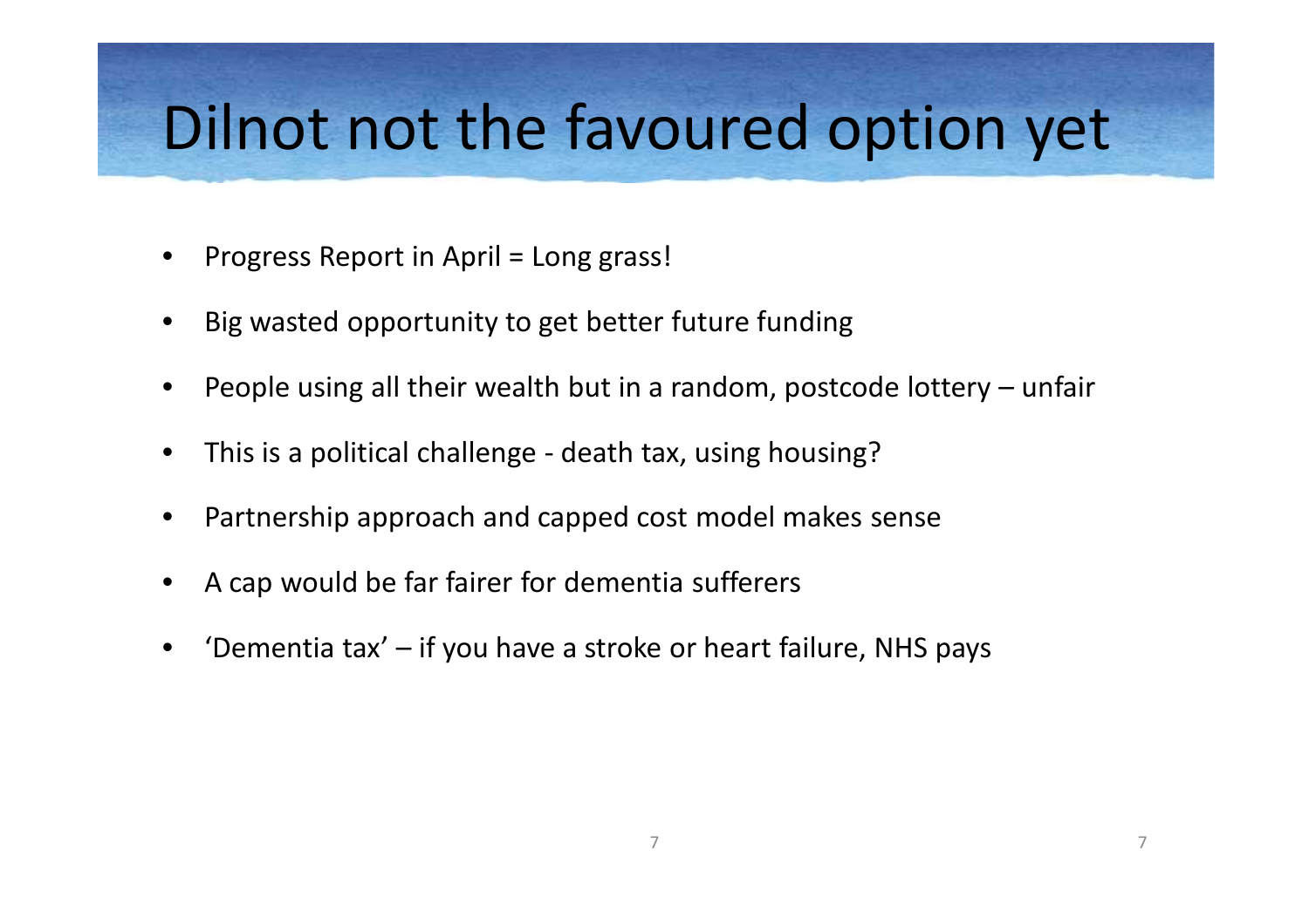# Dilnot not the favoured option yet

- Progress Report in April = Long grass!
- Big wasted opportunity to get better future funding
- People using all their wealth but in a random, postcode lottery – unfair
- This is a political challenge - death tax, using housing?
- Partnership approach and capped cost model makes sense
- A cap would be far fairer for dementia sufferers
- 'Dementia tax' – if you have a stroke or heart failure, NHS pays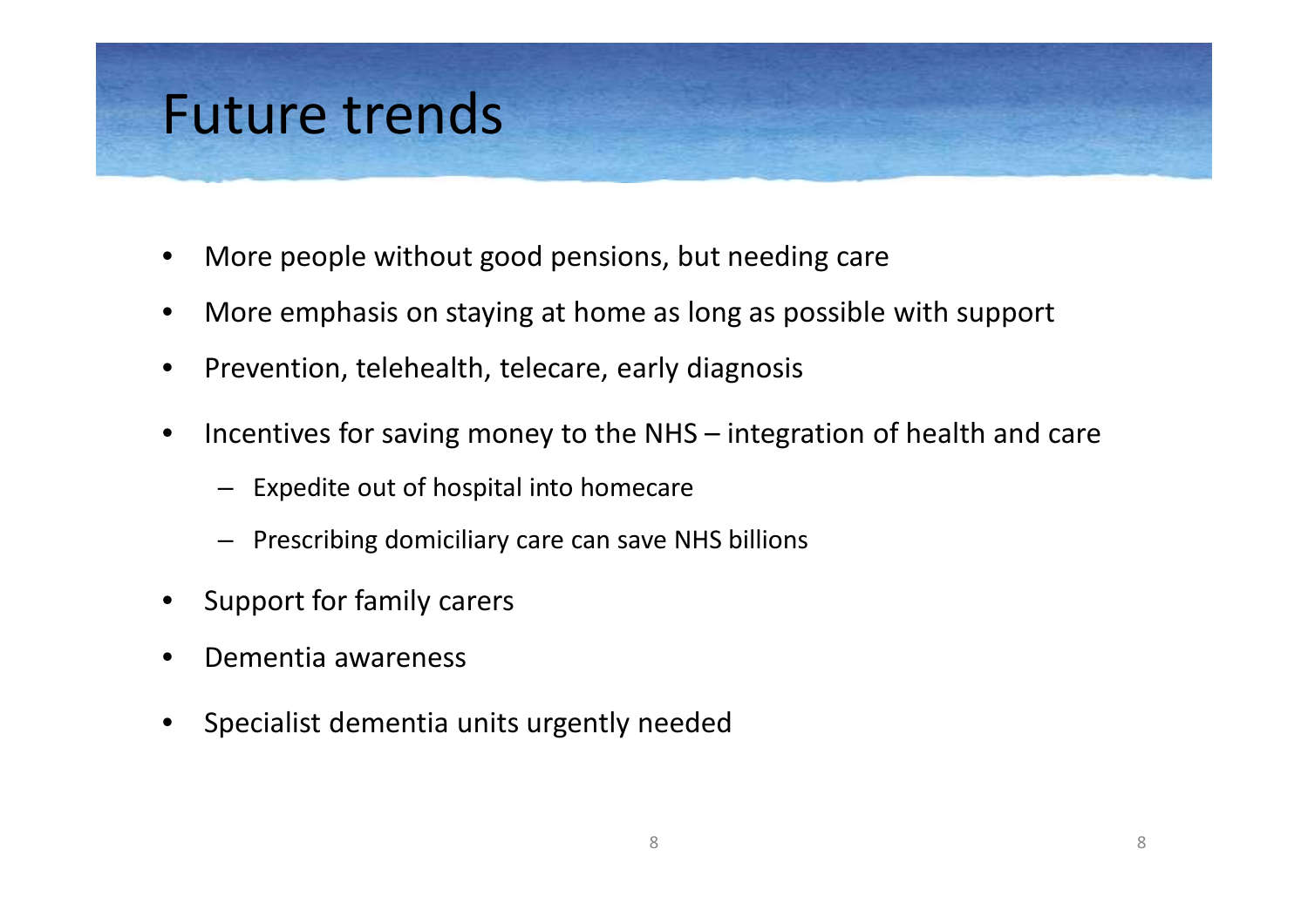# Future trends

- More people without good pensions, but needing care
- More emphasis on staying at home as long as possible with support
- Prevention, telehealth, telecare, early diagnosis
- Incentives for saving money to the NHS – integration of health and care
  - Expedite out of hospital into homecare
  - Prescribing domiciliary care can save NHS billions
- Support for family carers
- Dementia awareness
- Specialist dementia units urgently needed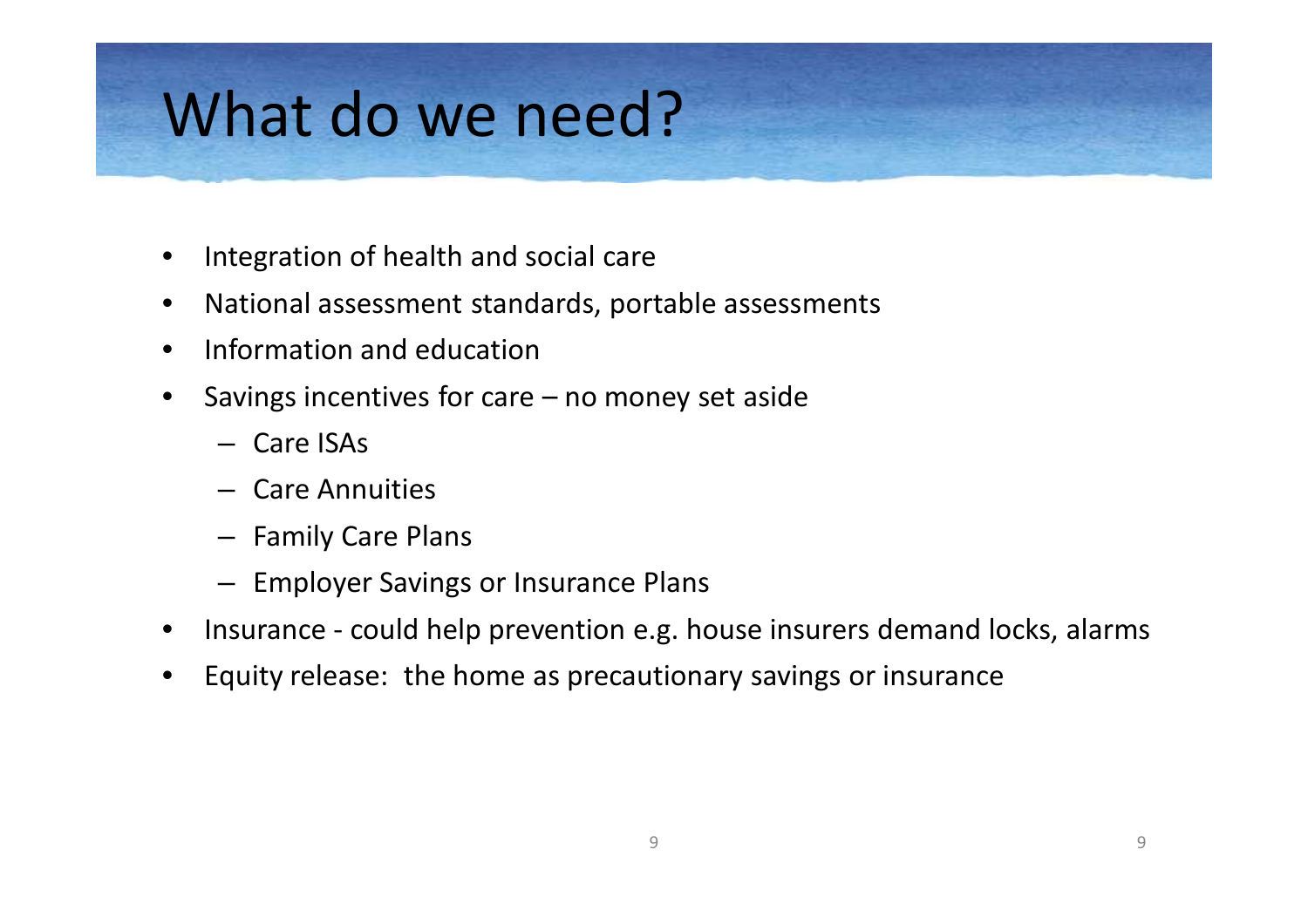# What do we need?

- Integration of health and social care
- National assessment standards, portable assessments
- Information and education
- Savings incentives for care – no money set aside
  - Care ISAs
  - Care Annuities
  - Family Care Plans
  - Employer Savings or Insurance Plans
- Insurance - could help prevention e.g. house insurers demand locks, alarms
- Equity release: the home as precautionary savings or insurance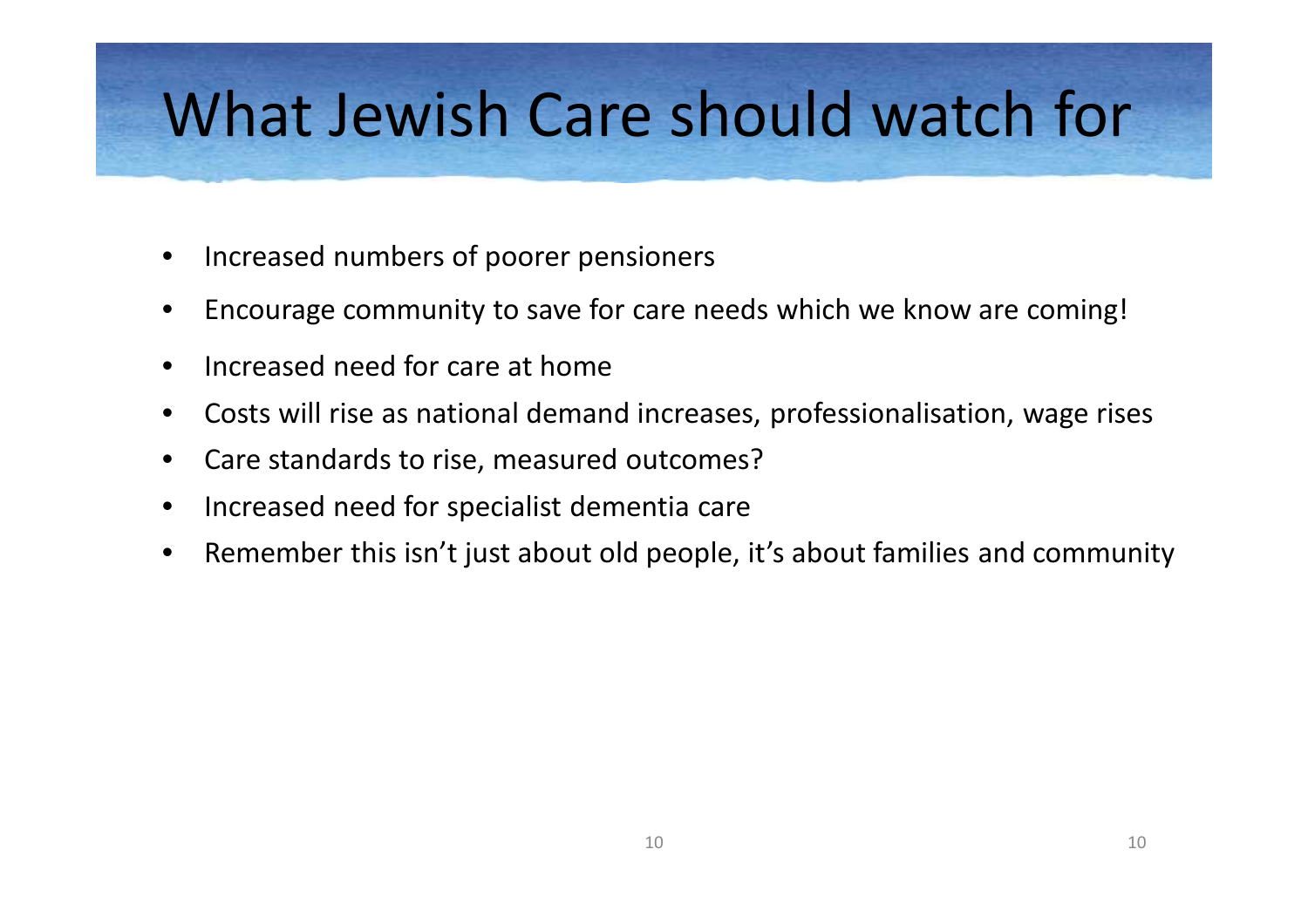# What Jewish Care should watch for

- Increased numbers of poorer pensioners
- Encourage community to save for care needs which we know are coming!
- Increased need for care at home
- Costs will rise as national demand increases, professionalisation, wage rises
- Care standards to rise, measured outcomes?
- Increased need for specialist dementia care
- Remember this isn't just about old people, it's about families and community